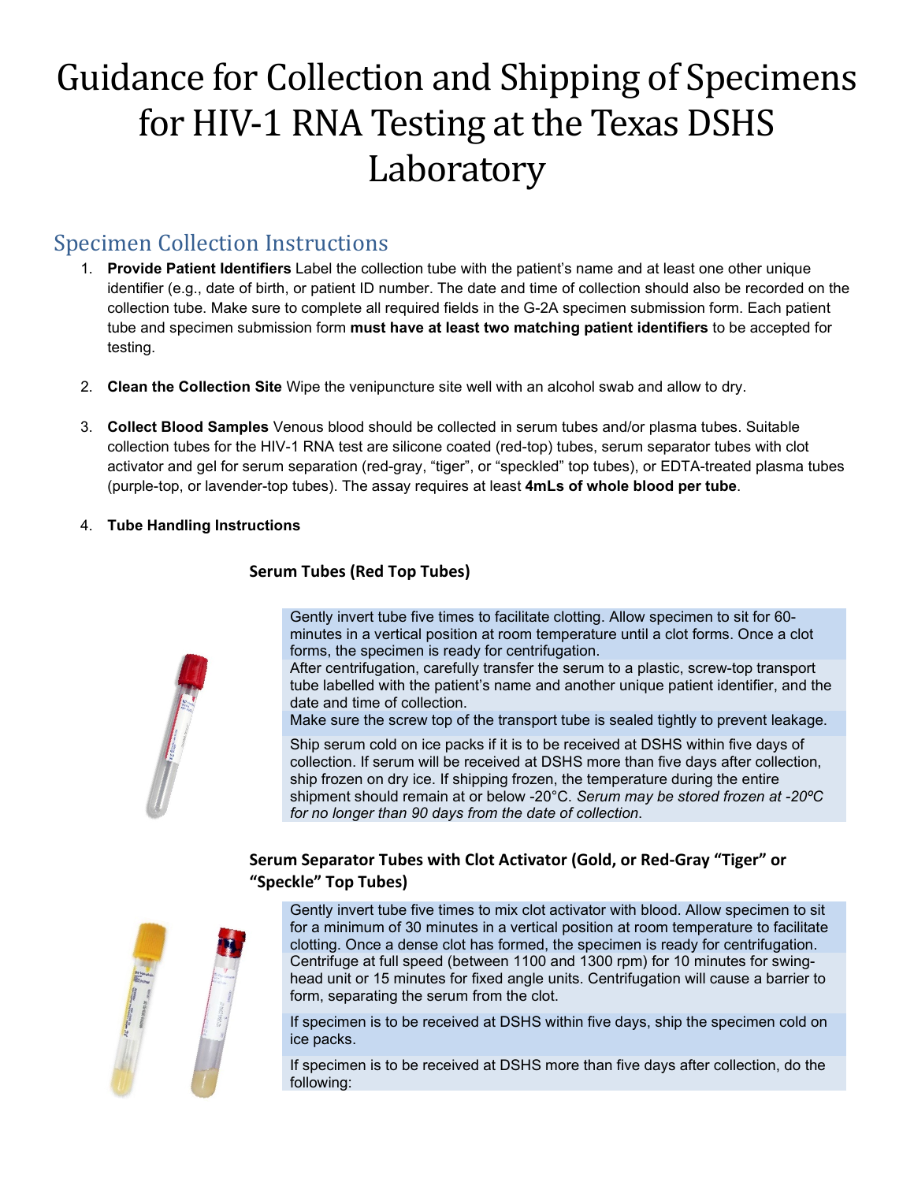# Guidance for Collection and Shipping of Specimens for HIV-1 RNA Testing at the Texas DSHS Laboratory

## Specimen Collection Instructions

1. **Provide Patient Identifiers** Label the collection tube with the patient's name and at least one other unique identifier (e.g., date of birth, or patient ID number. The date and time of collection should also be recorded on the collection tube. Make sure to complete all required fields in the G-2A specimen submission form. Each patient tube and specimen submission form **must have at least two matching patient identifiers** to be accepted for testing.

2. **Clean the Collection Site** Wipe the venipuncture site well with an alcohol swab and allow to dry.

3. **Collect Blood Samples** Venous blood should be collected in serum tubes and/or plasma tubes. Suitable collection tubes for the HIV-1 RNA test are silicone coated (red-top) tubes, serum separator tubes with clot activator and gel for serum separation (red-gray, "tiger", or "speckled" top tubes), or EDTA-treated plasma tubes (purple-top, or lavender-top tubes). The assay requires at least **4mLs of whole blood per tube**.

4. **Tube Handling Instructions**

### Serum Tubes (Red Top Tubes)

Gently invert tube five times to facilitate clotting. Allow specimen to sit for 60-minutes in a vertical position at room temperature until a clot forms. Once a clot forms, the specimen is ready for centrifugation.

After centrifugation, carefully transfer the serum to a plastic, screw-top transport tube labelled with the patient's name and another unique patient identifier, and the date and time of collection.

Make sure the screw top of the transport tube is sealed tightly to prevent leakage.

Ship serum cold on ice packs if it is to be received at DSHS within five days of collection. If serum will be received at DSHS more than five days after collection, ship frozen on dry ice. If shipping frozen, the temperature during the entire shipment should remain at or below -20°C. *Serum may be stored frozen at -20ºC for no longer than 90 days from the date of collection.*

### Serum Separator Tubes with Clot Activator (Gold, or Red-Gray "Tiger" or "Speckle" Top Tubes)

Gently invert tube five times to mix clot activator with blood. Allow specimen to sit for a minimum of 30 minutes in a vertical position at room temperature to facilitate clotting. Once a dense clot has formed, the specimen is ready for centrifugation.

Centrifuge at full speed (between 1100 and 1300 rpm) for 10 minutes for swing-head unit or 15 minutes for fixed angle units. Centrifugation will cause a barrier to form, separating the serum from the clot.

If specimen is to be received at DSHS within five days, ship the specimen cold on ice packs.

If specimen is to be received at DSHS more than five days after collection, do the following: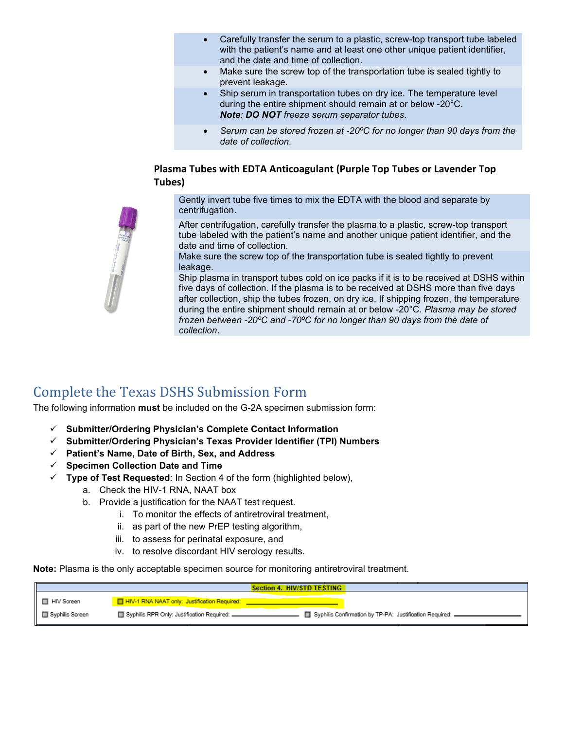- Carefully transfer the serum to a plastic, screw-top transport tube labeled with the patient's name and at least one other unique patient identifier, and the date and time of collection.
- Make sure the screw top of the transportation tube is sealed tightly to prevent leakage.
- Ship serum in transportation tubes on dry ice. The temperature level during the entire shipment should remain at or below -20°C. ***Note**: **DO NOT** freeze serum separator tubes*.
- *Serum can be stored frozen at -20ºC for no longer than 90 days from the date of collection.*

**Plasma Tubes with EDTA Anticoagulant (Purple Top Tubes or Lavender Top Tubes)**

Gently invert tube five times to mix the EDTA with the blood and separate by centrifugation.

After centrifugation, carefully transfer the plasma to a plastic, screw-top transport tube labeled with the patient's name and another unique patient identifier, and the date and time of collection.

Make sure the screw top of the transportation tube is sealed tightly to prevent leakage.

Ship plasma in transport tubes cold on ice packs if it is to be received at DSHS within five days of collection. If the plasma is to be received at DSHS more than five days after collection, ship the tubes frozen, on dry ice. If shipping frozen, the temperature during the entire shipment should remain at or below -20°C. *Plasma may be stored frozen between -20ºC and -70ºC for no longer than 90 days from the date of collection*.

# Complete the Texas DSHS Submission Form

The following information **must** be included on the G-2A specimen submission form:

- ✓ **Submitter/Ordering Physician's Complete Contact Information**
- ✓ **Submitter/Ordering Physician's Texas Provider Identifier (TPI) Numbers**
- ✓ **Patient's Name, Date of Birth, Sex, and Address**
- ✓ **Specimen Collection Date and Time**
- ✓ **Type of Test Requested**: In Section 4 of the form (highlighted below),
  a. Check the HIV-1 RNA, NAAT box
  b. Provide a justification for the NAAT test request.
     i. To monitor the effects of antiretroviral treatment,
     ii. as part of the new PrEP testing algorithm,
     iii. to assess for perinatal exposure, and
     iv. to resolve discordant HIV serology results.

**Note:** Plasma is the only acceptable specimen source for monitoring antiretroviral treatment.

| Section 4. HIV/STD TESTING | | |
|---|---|---|
| ☐ HIV Screen | ☐ HIV-1 RNA NAAT only: Justification Required: ______ | |
| ☐ Syphilis Screen | ☐ Syphilis RPR Only: Justification Required: ______ | ☐ Syphilis Confirmation by TP-PA: Justification Required: ______ |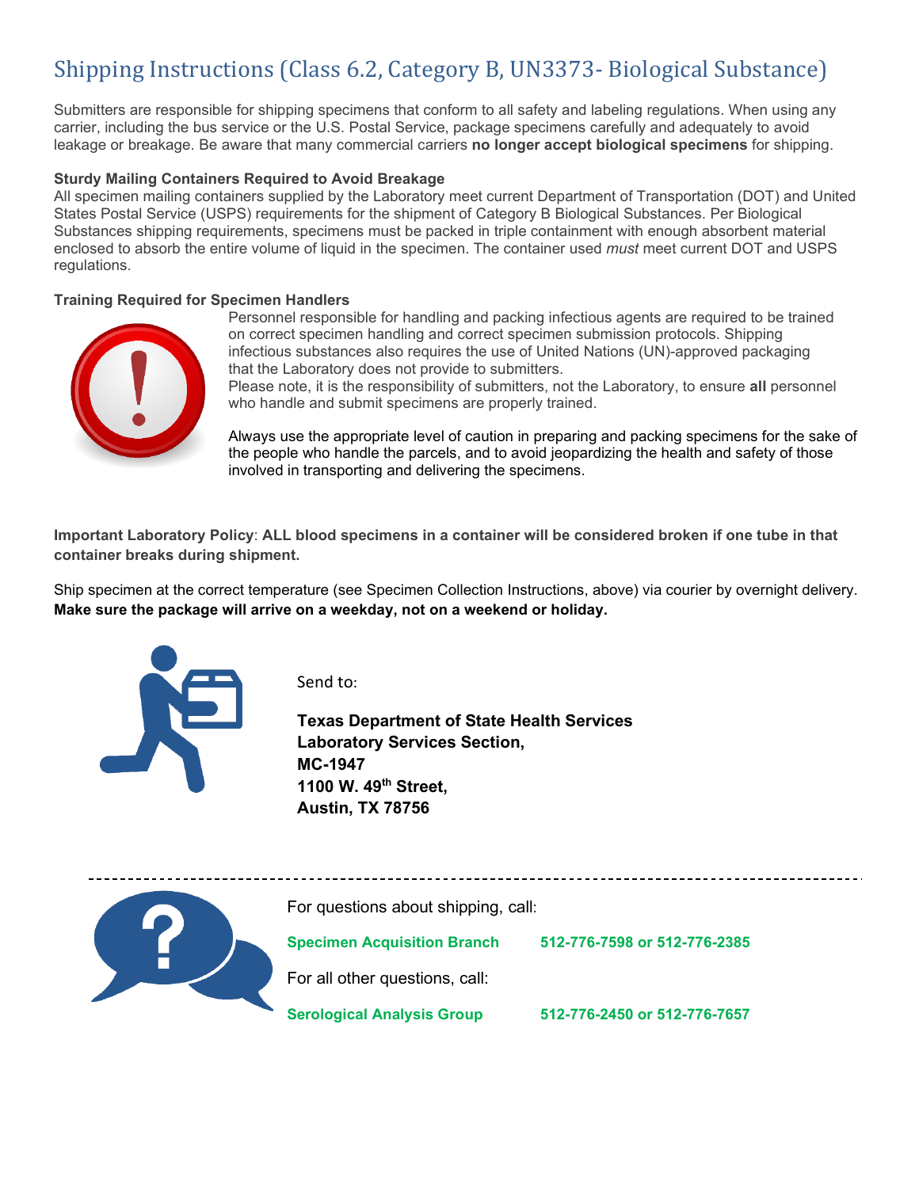# Shipping Instructions (Class 6.2, Category B, UN3373- Biological Substance)

Submitters are responsible for shipping specimens that conform to all safety and labeling regulations. When using any carrier, including the bus service or the U.S. Postal Service, package specimens carefully and adequately to avoid leakage or breakage. Be aware that many commercial carriers **no longer accept biological specimens** for shipping.

**Sturdy Mailing Containers Required to Avoid Breakage**

All specimen mailing containers supplied by the Laboratory meet current Department of Transportation (DOT) and United States Postal Service (USPS) requirements for the shipment of Category B Biological Substances. Per Biological Substances shipping requirements, specimens must be packed in triple containment with enough absorbent material enclosed to absorb the entire volume of liquid in the specimen. The container used *must* meet current DOT and USPS regulations.

**Training Required for Specimen Handlers**

Personnel responsible for handling and packing infectious agents are required to be trained on correct specimen handling and correct specimen submission protocols. Shipping infectious substances also requires the use of United Nations (UN)-approved packaging that the Laboratory does not provide to submitters.

Please note, it is the responsibility of submitters, not the Laboratory, to ensure **all** personnel who handle and submit specimens are properly trained.

Always use the appropriate level of caution in preparing and packing specimens for the sake of the people who handle the parcels, and to avoid jeopardizing the health and safety of those involved in transporting and delivering the specimens.

**Important Laboratory Policy**: **ALL blood specimens in a container will be considered broken if one tube in that container breaks during shipment.**

Ship specimen at the correct temperature (see Specimen Collection Instructions, above) via courier by overnight delivery. **Make sure the package will arrive on a weekday, not on a weekend or holiday.**

Send to:

**Texas Department of State Health Services**
**Laboratory Services Section,**
**MC-1947**
**1100 W. 49th Street,**
**Austin, TX 78756**

---

For questions about shipping, call:

**Specimen Acquisition Branch** **512-776-7598 or 512-776-2385**

For all other questions, call:

**Serological Analysis Group** **512-776-2450 or 512-776-7657**